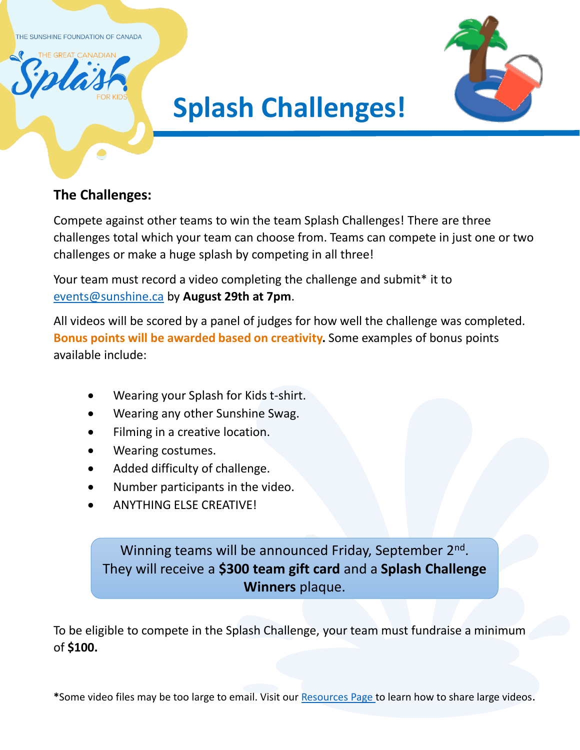THE SUNSHINE FOUNDATION OF CANADA

THE GREAT CANADIAN Splash FOR KIDS

# Splash Challenges!

**The Challenges:**

Compete against other teams to win the team Splash Challenges! There are three challenges total which your team can choose from. Teams can compete in just one or two challenges or make a huge splash by competing in all three!

Your team must record a video completing the challenge and submit* it to events@sunshine.ca by **August 29th at 7pm**.

All videos will be scored by a panel of judges for how well the challenge was completed. **Bonus points will be awarded based on creativity.** Some examples of bonus points available include:

- Wearing your Splash for Kids t-shirt.
- Wearing any other Sunshine Swag.
- Filming in a creative location.
- Wearing costumes.
- Added difficulty of challenge.
- Number participants in the video.
- ANYTHING ELSE CREATIVE!

Winning teams will be announced Friday, September 2nd. They will receive a **$300 team gift card** and a **Splash Challenge Winners** plaque.

To be eligible to compete in the Splash Challenge, your team must fundraise a minimum of **$100.**

***Some video files may be too large to email. Visit our Resources Page to learn how to share large videos.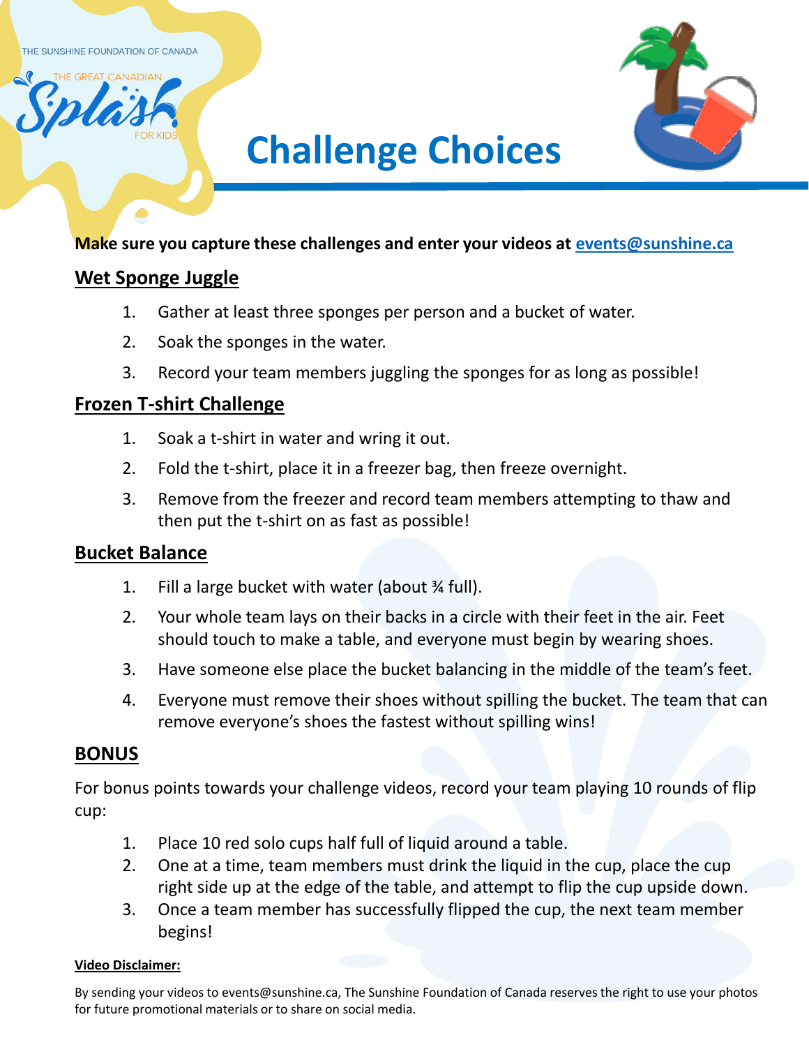THE SUNSHINE FOUNDATION OF CANADA

THE GREAT CANADIAN Splash FOR KIDS

# Challenge Choices

**Make sure you capture these challenges and enter your videos at events@sunshine.ca**

## Wet Sponge Juggle

1. Gather at least three sponges per person and a bucket of water.
2. Soak the sponges in the water.
3. Record your team members juggling the sponges for as long as possible!

## Frozen T-shirt Challenge

1. Soak a t-shirt in water and wring it out.
2. Fold the t-shirt, place it in a freezer bag, then freeze overnight.
3. Remove from the freezer and record team members attempting to thaw and then put the t-shirt on as fast as possible!

## Bucket Balance

1. Fill a large bucket with water (about ¾ full).
2. Your whole team lays on their backs in a circle with their feet in the air. Feet should touch to make a table, and everyone must begin by wearing shoes.
3. Have someone else place the bucket balancing in the middle of the team's feet.
4. Everyone must remove their shoes without spilling the bucket. The team that can remove everyone's shoes the fastest without spilling wins!

## BONUS

For bonus points towards your challenge videos, record your team playing 10 rounds of flip cup:

1. Place 10 red solo cups half full of liquid around a table.
2. One at a time, team members must drink the liquid in the cup, place the cup right side up at the edge of the table, and attempt to flip the cup upside down.
3. Once a team member has successfully flipped the cup, the next team member begins!

**Video Disclaimer:**

By sending your videos to events@sunshine.ca, The Sunshine Foundation of Canada reserves the right to use your photos for future promotional materials or to share on social media.